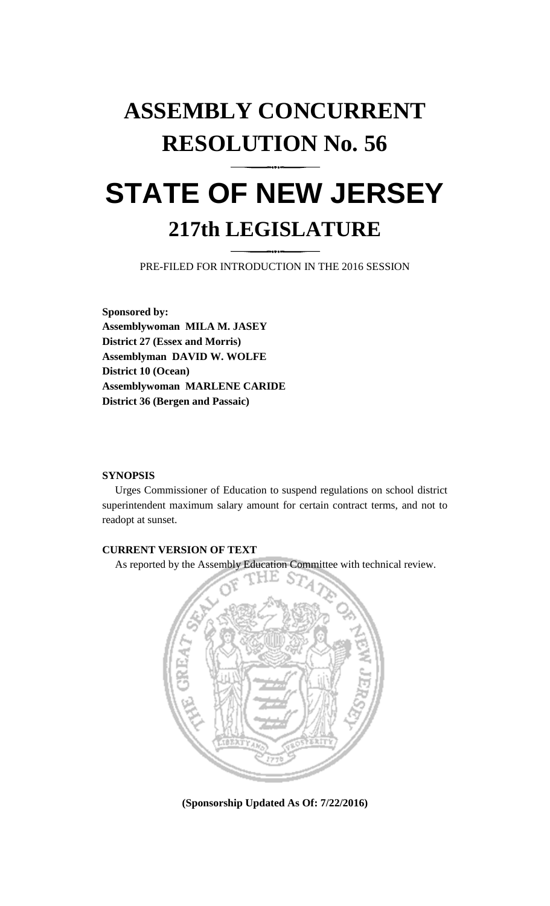# ASSEMBLY CONCURRENT RESOLUTION No. 56

# STATE OF NEW JERSEY

## 217th LEGISLATURE

PRE-FILED FOR INTRODUCTION IN THE 2016 SESSION

**Sponsored by:**
**Assemblywoman MILA M. JASEY**
**District 27 (Essex and Morris)**
**Assemblyman DAVID W. WOLFE**
**District 10 (Ocean)**
**Assemblywoman MARLENE CARIDE**
**District 36 (Bergen and Passaic)**

**SYNOPSIS**

Urges Commissioner of Education to suspend regulations on school district superintendent maximum salary amount for certain contract terms, and not to readopt at sunset.

**CURRENT VERSION OF TEXT**

As reported by the Assembly Education Committee with technical review.

**(Sponsorship Updated As Of: 7/22/2016)**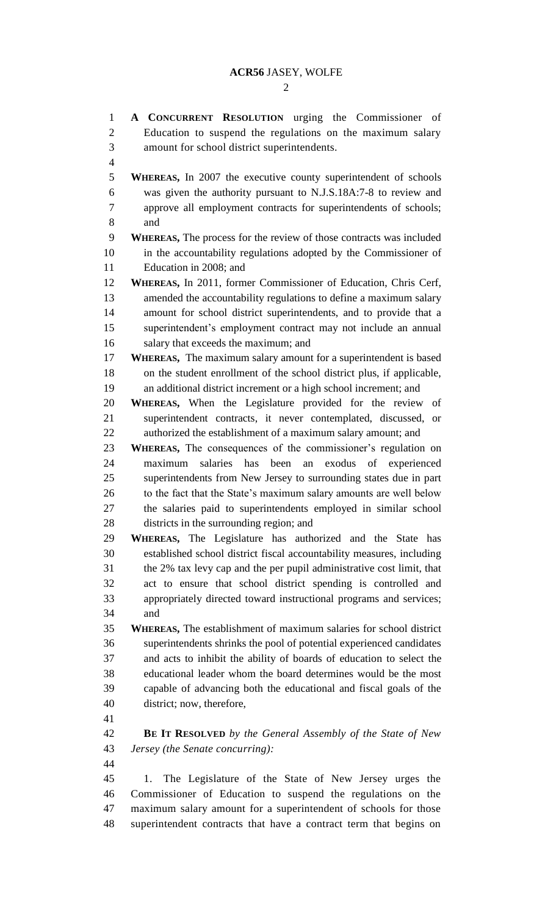**A CONCURRENT RESOLUTION** urging the Commissioner of Education to suspend the regulations on the maximum salary amount for school district superintendents.

**WHEREAS,** In 2007 the executive county superintendent of schools was given the authority pursuant to N.J.S.18A:7-8 to review and approve all employment contracts for superintendents of schools; and

**WHEREAS,** The process for the review of those contracts was included in the accountability regulations adopted by the Commissioner of Education in 2008; and

**WHEREAS,** In 2011, former Commissioner of Education, Chris Cerf, amended the accountability regulations to define a maximum salary amount for school district superintendents, and to provide that a superintendent's employment contract may not include an annual salary that exceeds the maximum; and

**WHEREAS,** The maximum salary amount for a superintendent is based on the student enrollment of the school district plus, if applicable, an additional district increment or a high school increment; and

**WHEREAS,** When the Legislature provided for the review of superintendent contracts, it never contemplated, discussed, or authorized the establishment of a maximum salary amount; and

**WHEREAS,** The consequences of the commissioner's regulation on maximum salaries has been an exodus of experienced superintendents from New Jersey to surrounding states due in part to the fact that the State's maximum salary amounts are well below the salaries paid to superintendents employed in similar school districts in the surrounding region; and

**WHEREAS,** The Legislature has authorized and the State has established school district fiscal accountability measures, including the 2% tax levy cap and the per pupil administrative cost limit, that act to ensure that school district spending is controlled and appropriately directed toward instructional programs and services; and

**WHEREAS,** The establishment of maximum salaries for school district superintendents shrinks the pool of potential experienced candidates and acts to inhibit the ability of boards of education to select the educational leader whom the board determines would be the most capable of advancing both the educational and fiscal goals of the district; now, therefore,

**BE IT RESOLVED** *by the General Assembly of the State of New Jersey (the Senate concurring):*

1. The Legislature of the State of New Jersey urges the Commissioner of Education to suspend the regulations on the maximum salary amount for a superintendent of schools for those superintendent contracts that have a contract term that begins on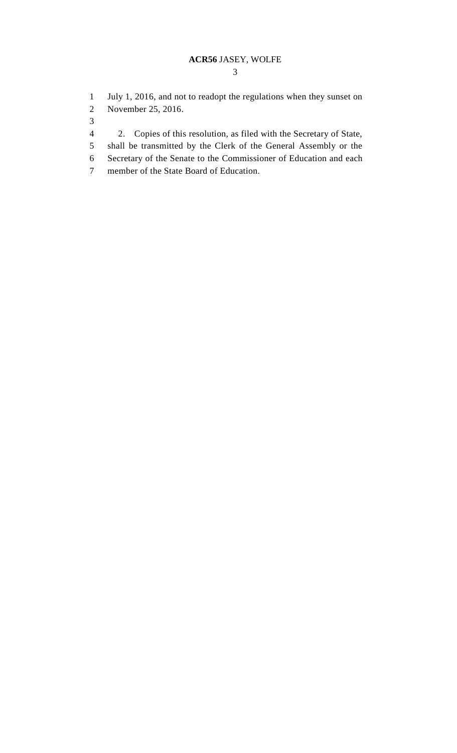July 1, 2016, and not to readopt the regulations when they sunset on November 25, 2016.

2. Copies of this resolution, as filed with the Secretary of State, shall be transmitted by the Clerk of the General Assembly or the Secretary of the Senate to the Commissioner of Education and each member of the State Board of Education.